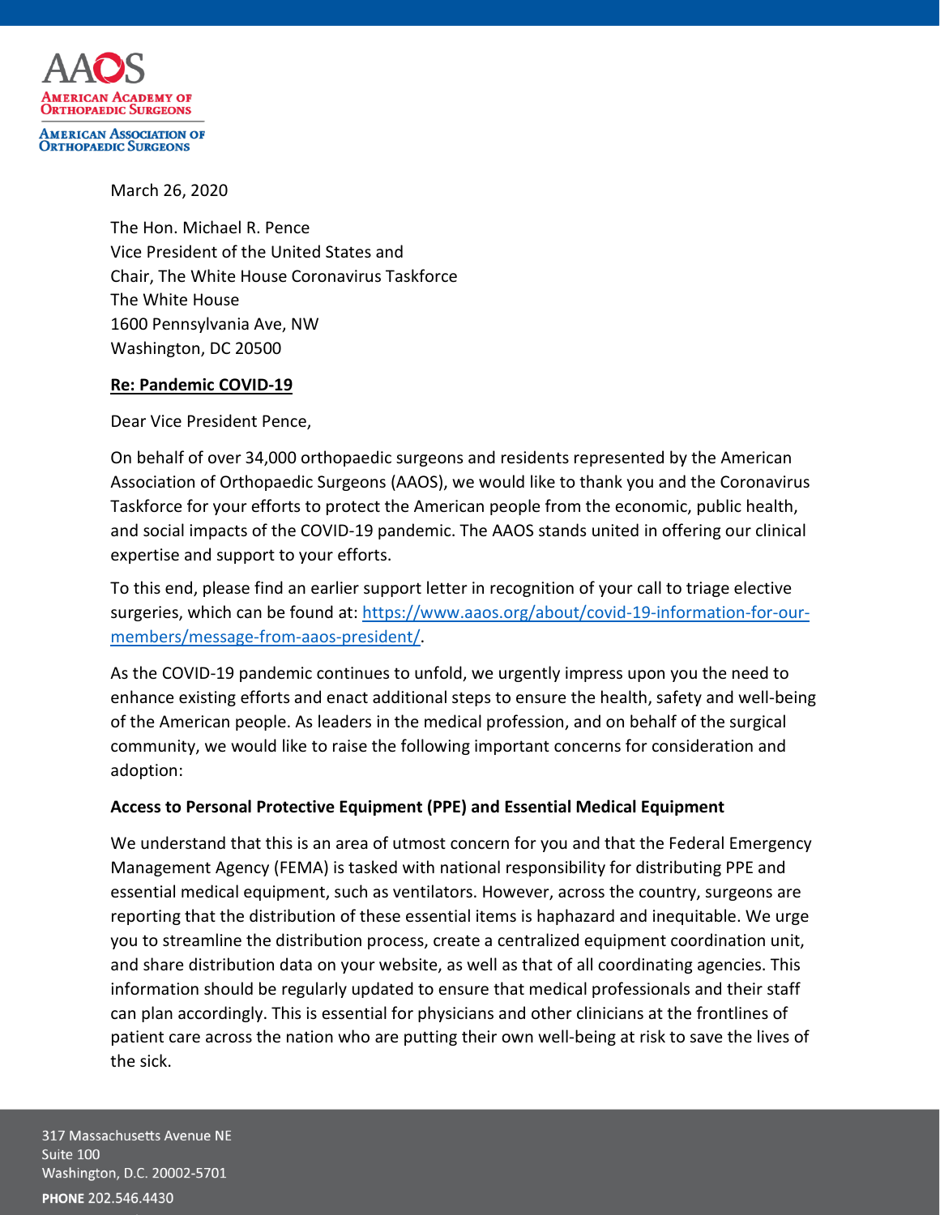AAOS
AMERICAN ACADEMY OF ORTHOPAEDIC SURGEONS

AMERICAN ASSOCIATION OF ORTHOPAEDIC SURGEONS

March 26, 2020

The Hon. Michael R. Pence
Vice President of the United States and
Chair, The White House Coronavirus Taskforce
The White House
1600 Pennsylvania Ave, NW
Washington, DC 20500

**Re: Pandemic COVID-19**

Dear Vice President Pence,

On behalf of over 34,000 orthopaedic surgeons and residents represented by the American Association of Orthopaedic Surgeons (AAOS), we would like to thank you and the Coronavirus Taskforce for your efforts to protect the American people from the economic, public health, and social impacts of the COVID-19 pandemic. The AAOS stands united in offering our clinical expertise and support to your efforts.

To this end, please find an earlier support letter in recognition of your call to triage elective surgeries, which can be found at: [https://www.aaos.org/about/covid-19-information-for-our-members/message-from-aaos-president/](https://www.aaos.org/about/covid-19-information-for-our-members/message-from-aaos-president/).

As the COVID-19 pandemic continues to unfold, we urgently impress upon you the need to enhance existing efforts and enact additional steps to ensure the health, safety and well-being of the American people. As leaders in the medical profession, and on behalf of the surgical community, we would like to raise the following important concerns for consideration and adoption:

**Access to Personal Protective Equipment (PPE) and Essential Medical Equipment**

We understand that this is an area of utmost concern for you and that the Federal Emergency Management Agency (FEMA) is tasked with national responsibility for distributing PPE and essential medical equipment, such as ventilators. However, across the country, surgeons are reporting that the distribution of these essential items is haphazard and inequitable. We urge you to streamline the distribution process, create a centralized equipment coordination unit, and share distribution data on your website, as well as that of all coordinating agencies. This information should be regularly updated to ensure that medical professionals and their staff can plan accordingly. This is essential for physicians and other clinicians at the frontlines of patient care across the nation who are putting their own well-being at risk to save the lives of the sick.

317 Massachusetts Avenue NE
Suite 100
Washington, D.C. 20002-5701
**PHONE** 202.546.4430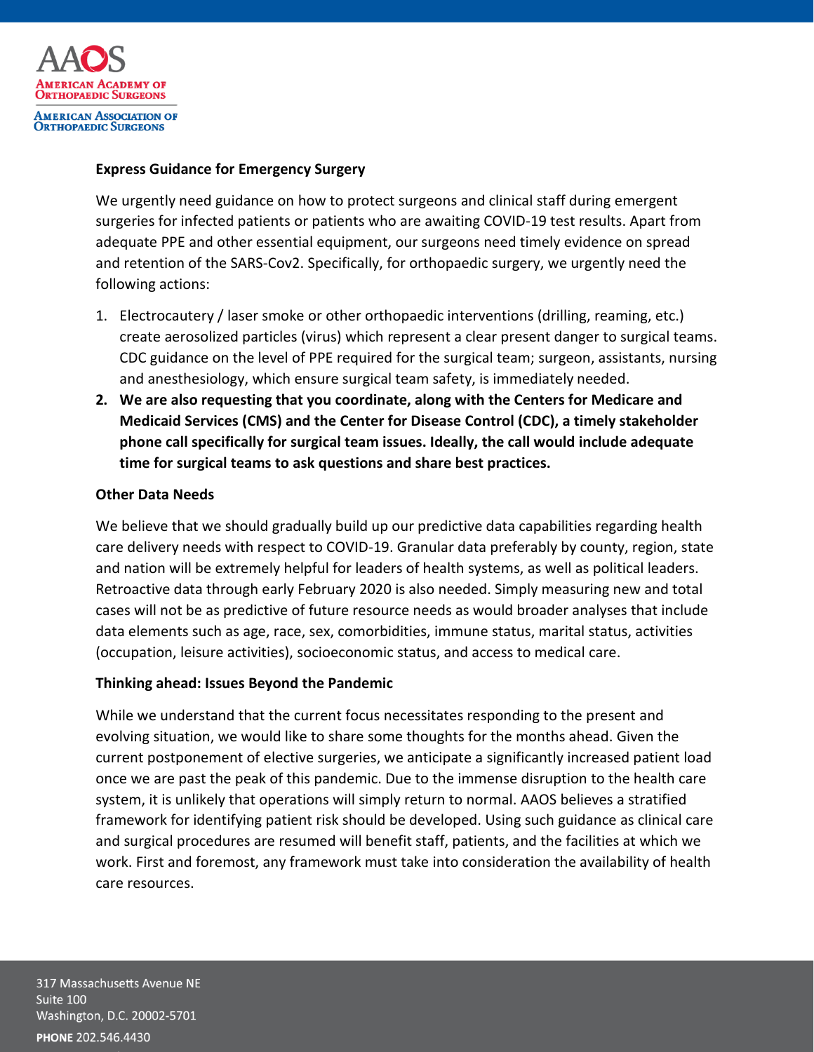**Express Guidance for Emergency Surgery**

We urgently need guidance on how to protect surgeons and clinical staff during emergent surgeries for infected patients or patients who are awaiting COVID-19 test results. Apart from adequate PPE and other essential equipment, our surgeons need timely evidence on spread and retention of the SARS-Cov2. Specifically, for orthopaedic surgery, we urgently need the following actions:

1. Electrocautery / laser smoke or other orthopaedic interventions (drilling, reaming, etc.) create aerosolized particles (virus) which represent a clear present danger to surgical teams. CDC guidance on the level of PPE required for the surgical team; surgeon, assistants, nursing and anesthesiology, which ensure surgical team safety, is immediately needed.
2. **We are also requesting that you coordinate, along with the Centers for Medicare and Medicaid Services (CMS) and the Center for Disease Control (CDC), a timely stakeholder phone call specifically for surgical team issues. Ideally, the call would include adequate time for surgical teams to ask questions and share best practices.**

**Other Data Needs**

We believe that we should gradually build up our predictive data capabilities regarding health care delivery needs with respect to COVID-19. Granular data preferably by county, region, state and nation will be extremely helpful for leaders of health systems, as well as political leaders. Retroactive data through early February 2020 is also needed. Simply measuring new and total cases will not be as predictive of future resource needs as would broader analyses that include data elements such as age, race, sex, comorbidities, immune status, marital status, activities (occupation, leisure activities), socioeconomic status, and access to medical care.

**Thinking ahead: Issues Beyond the Pandemic**

While we understand that the current focus necessitates responding to the present and evolving situation, we would like to share some thoughts for the months ahead. Given the current postponement of elective surgeries, we anticipate a significantly increased patient load once we are past the peak of this pandemic. Due to the immense disruption to the health care system, it is unlikely that operations will simply return to normal. AAOS believes a stratified framework for identifying patient risk should be developed. Using such guidance as clinical care and surgical procedures are resumed will benefit staff, patients, and the facilities at which we work. First and foremost, any framework must take into consideration the availability of health care resources.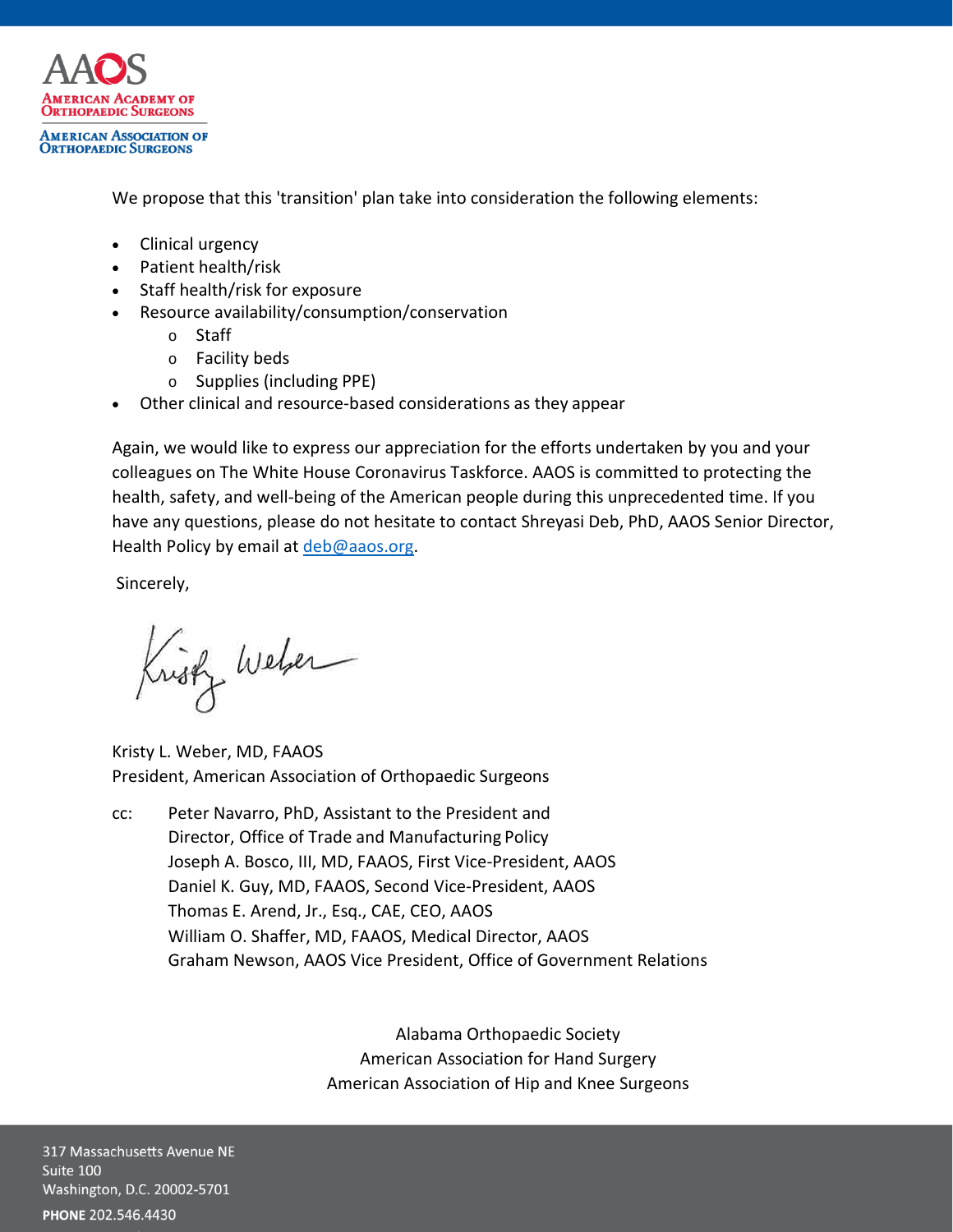We propose that this 'transition' plan take into consideration the following elements:

- Clinical urgency
- Patient health/risk
- Staff health/risk for exposure
- Resource availability/consumption/conservation
    - Staff
    - Facility beds
    - Supplies (including PPE)
- Other clinical and resource-based considerations as they appear

Again, we would like to express our appreciation for the efforts undertaken by you and your colleagues on The White House Coronavirus Taskforce. AAOS is committed to protecting the health, safety, and well-being of the American people during this unprecedented time. If you have any questions, please do not hesitate to contact Shreyasi Deb, PhD, AAOS Senior Director, Health Policy by email at deb@aaos.org.

Sincerely,

Kristy L. Weber, MD, FAAOS
President, American Association of Orthopaedic Surgeons

cc: Peter Navarro, PhD, Assistant to the President and Director, Office of Trade and Manufacturing Policy
Joseph A. Bosco, III, MD, FAAOS, First Vice-President, AAOS
Daniel K. Guy, MD, FAAOS, Second Vice-President, AAOS
Thomas E. Arend, Jr., Esq., CAE, CEO, AAOS
William O. Shaffer, MD, FAAOS, Medical Director, AAOS
Graham Newson, AAOS Vice President, Office of Government Relations

Alabama Orthopaedic Society
American Association for Hand Surgery
American Association of Hip and Knee Surgeons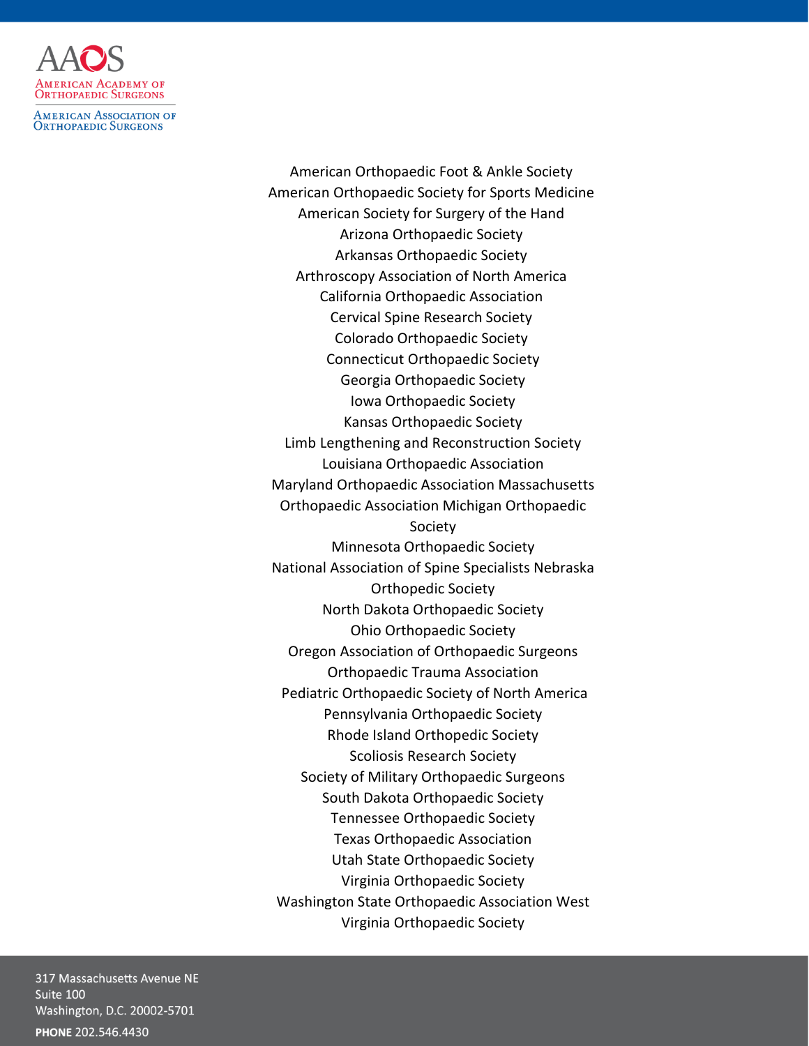American Orthopaedic Foot & Ankle Society
American Orthopaedic Society for Sports Medicine
American Society for Surgery of the Hand
Arizona Orthopaedic Society
Arkansas Orthopaedic Society
Arthroscopy Association of North America
California Orthopaedic Association
Cervical Spine Research Society
Colorado Orthopaedic Society
Connecticut Orthopaedic Society
Georgia Orthopaedic Society
Iowa Orthopaedic Society
Kansas Orthopaedic Society
Limb Lengthening and Reconstruction Society
Louisiana Orthopaedic Association
Maryland Orthopaedic Association Massachusetts Orthopaedic Association Michigan Orthopaedic Society
Minnesota Orthopaedic Society
National Association of Spine Specialists Nebraska Orthopedic Society
North Dakota Orthopaedic Society
Ohio Orthopaedic Society
Oregon Association of Orthopaedic Surgeons
Orthopaedic Trauma Association
Pediatric Orthopaedic Society of North America
Pennsylvania Orthopaedic Society
Rhode Island Orthopedic Society
Scoliosis Research Society
Society of Military Orthopaedic Surgeons
South Dakota Orthopaedic Society
Tennessee Orthopaedic Society
Texas Orthopaedic Association
Utah State Orthopaedic Society
Virginia Orthopaedic Society
Washington State Orthopaedic Association West Virginia Orthopaedic Society